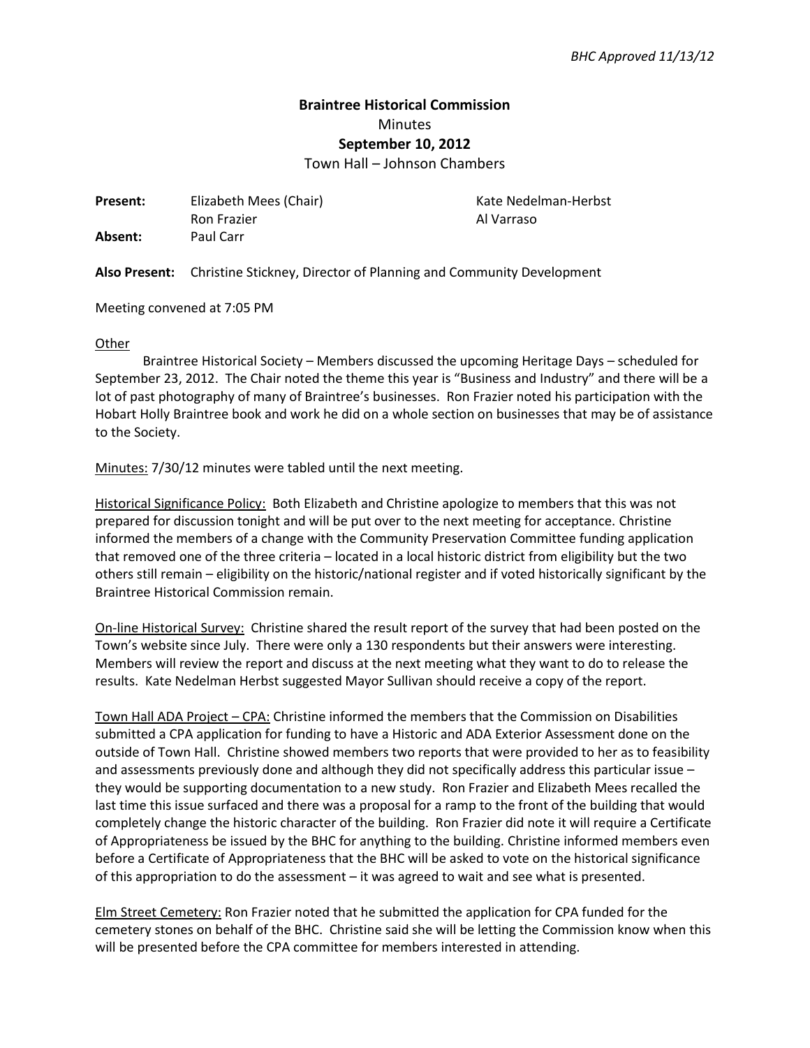*BHC Approved 11/13/12*

**Braintree Historical Commission**
Minutes
**September 10, 2012**
Town Hall – Johnson Chambers

**Present:** Elizabeth Mees (Chair), Kate Nedelman-Herbst, Ron Frazier, Al Varraso
**Absent:** Paul Carr

**Also Present:** Christine Stickney, Director of Planning and Community Development

Meeting convened at 7:05 PM

Other

Braintree Historical Society – Members discussed the upcoming Heritage Days – scheduled for September 23, 2012. The Chair noted the theme this year is "Business and Industry" and there will be a lot of past photography of many of Braintree's businesses. Ron Frazier noted his participation with the Hobart Holly Braintree book and work he did on a whole section on businesses that may be of assistance to the Society.

Minutes: 7/30/12 minutes were tabled until the next meeting.

Historical Significance Policy: Both Elizabeth and Christine apologize to members that this was not prepared for discussion tonight and will be put over to the next meeting for acceptance. Christine informed the members of a change with the Community Preservation Committee funding application that removed one of the three criteria – located in a local historic district from eligibility but the two others still remain – eligibility on the historic/national register and if voted historically significant by the Braintree Historical Commission remain.

On-line Historical Survey: Christine shared the result report of the survey that had been posted on the Town's website since July. There were only a 130 respondents but their answers were interesting. Members will review the report and discuss at the next meeting what they want to do to release the results. Kate Nedelman Herbst suggested Mayor Sullivan should receive a copy of the report.

Town Hall ADA Project – CPA: Christine informed the members that the Commission on Disabilities submitted a CPA application for funding to have a Historic and ADA Exterior Assessment done on the outside of Town Hall. Christine showed members two reports that were provided to her as to feasibility and assessments previously done and although they did not specifically address this particular issue – they would be supporting documentation to a new study. Ron Frazier and Elizabeth Mees recalled the last time this issue surfaced and there was a proposal for a ramp to the front of the building that would completely change the historic character of the building. Ron Frazier did note it will require a Certificate of Appropriateness be issued by the BHC for anything to the building. Christine informed members even before a Certificate of Appropriateness that the BHC will be asked to vote on the historical significance of this appropriation to do the assessment – it was agreed to wait and see what is presented.

Elm Street Cemetery: Ron Frazier noted that he submitted the application for CPA funded for the cemetery stones on behalf of the BHC. Christine said she will be letting the Commission know when this will be presented before the CPA committee for members interested in attending.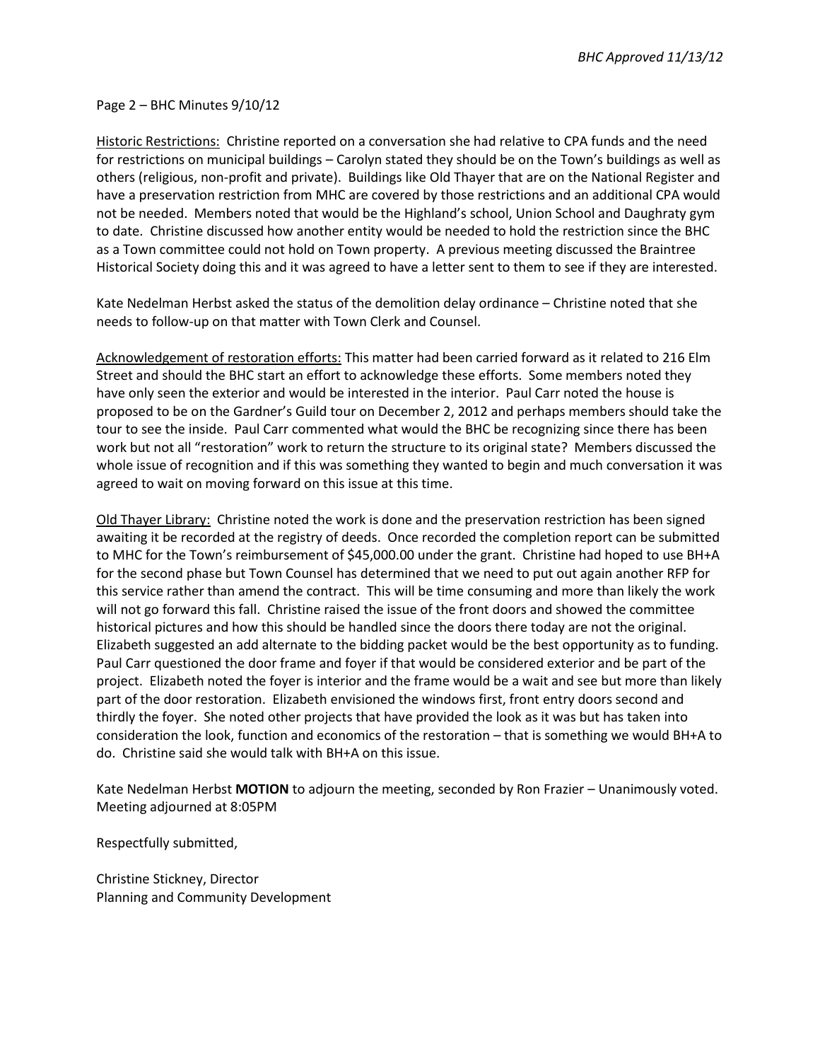*BHC Approved 11/13/12*

Page 2 – BHC Minutes 9/10/12

Historic Restrictions: Christine reported on a conversation she had relative to CPA funds and the need for restrictions on municipal buildings – Carolyn stated they should be on the Town's buildings as well as others (religious, non-profit and private). Buildings like Old Thayer that are on the National Register and have a preservation restriction from MHC are covered by those restrictions and an additional CPA would not be needed. Members noted that would be the Highland's school, Union School and Daughraty gym to date. Christine discussed how another entity would be needed to hold the restriction since the BHC as a Town committee could not hold on Town property. A previous meeting discussed the Braintree Historical Society doing this and it was agreed to have a letter sent to them to see if they are interested.

Kate Nedelman Herbst asked the status of the demolition delay ordinance – Christine noted that she needs to follow-up on that matter with Town Clerk and Counsel.

Acknowledgement of restoration efforts: This matter had been carried forward as it related to 216 Elm Street and should the BHC start an effort to acknowledge these efforts. Some members noted they have only seen the exterior and would be interested in the interior. Paul Carr noted the house is proposed to be on the Gardner's Guild tour on December 2, 2012 and perhaps members should take the tour to see the inside. Paul Carr commented what would the BHC be recognizing since there has been work but not all "restoration" work to return the structure to its original state? Members discussed the whole issue of recognition and if this was something they wanted to begin and much conversation it was agreed to wait on moving forward on this issue at this time.

Old Thayer Library: Christine noted the work is done and the preservation restriction has been signed awaiting it be recorded at the registry of deeds. Once recorded the completion report can be submitted to MHC for the Town's reimbursement of $45,000.00 under the grant. Christine had hoped to use BH+A for the second phase but Town Counsel has determined that we need to put out again another RFP for this service rather than amend the contract. This will be time consuming and more than likely the work will not go forward this fall. Christine raised the issue of the front doors and showed the committee historical pictures and how this should be handled since the doors there today are not the original. Elizabeth suggested an add alternate to the bidding packet would be the best opportunity as to funding. Paul Carr questioned the door frame and foyer if that would be considered exterior and be part of the project. Elizabeth noted the foyer is interior and the frame would be a wait and see but more than likely part of the door restoration. Elizabeth envisioned the windows first, front entry doors second and thirdly the foyer. She noted other projects that have provided the look as it was but has taken into consideration the look, function and economics of the restoration – that is something we would BH+A to do. Christine said she would talk with BH+A on this issue.

Kate Nedelman Herbst **MOTION** to adjourn the meeting, seconded by Ron Frazier – Unanimously voted. Meeting adjourned at 8:05PM

Respectfully submitted,

Christine Stickney, Director
Planning and Community Development